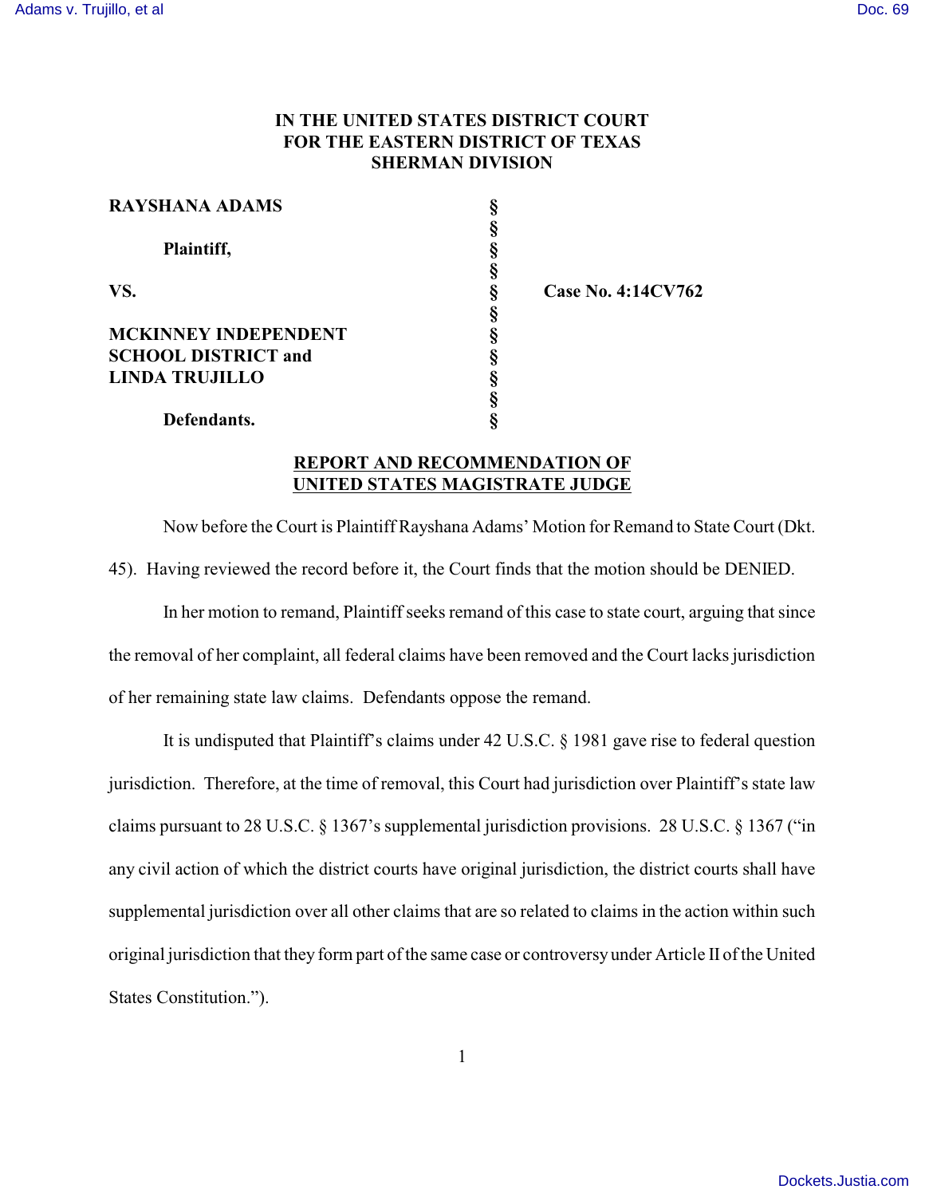**IN THE UNITED STATES DISTRICT COURT**
**FOR THE EASTERN DISTRICT OF TEXAS**
**SHERMAN DIVISION**

| | | |
|---|---|---|
| **RAYSHANA ADAMS** | § | |
| | § | |
| **Plaintiff,** | § | |
| | § | |
| **VS.** | § | **Case No. 4:14CV762** |
| | § | |
| **MCKINNEY INDEPENDENT SCHOOL DISTRICT and LINDA TRUJILLO** | § | |
| | § | |
| **Defendants.** | § | |

**REPORT AND RECOMMENDATION OF UNITED STATES MAGISTRATE JUDGE**

Now before the Court is Plaintiff Rayshana Adams' Motion for Remand to State Court (Dkt. 45). Having reviewed the record before it, the Court finds that the motion should be DENIED.

In her motion to remand, Plaintiff seeks remand of this case to state court, arguing that since the removal of her complaint, all federal claims have been removed and the Court lacks jurisdiction of her remaining state law claims. Defendants oppose the remand.

It is undisputed that Plaintiff's claims under 42 U.S.C. § 1981 gave rise to federal question jurisdiction. Therefore, at the time of removal, this Court had jurisdiction over Plaintiff's state law claims pursuant to 28 U.S.C. § 1367's supplemental jurisdiction provisions. 28 U.S.C. § 1367 ("in any civil action of which the district courts have original jurisdiction, the district courts shall have supplemental jurisdiction over all other claims that are so related to claims in the action within such original jurisdiction that they form part of the same case or controversy under Article II of the United States Constitution.").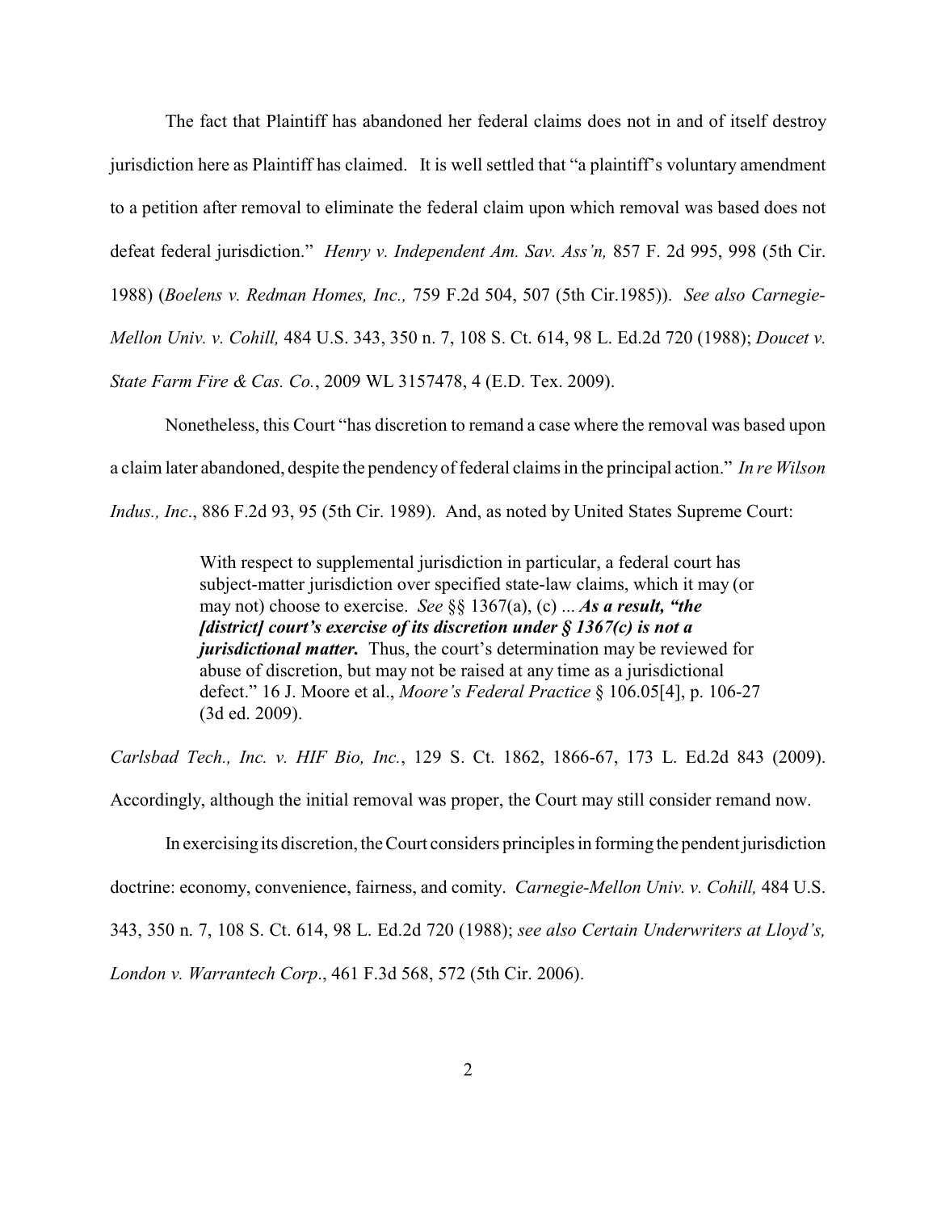The fact that Plaintiff has abandoned her federal claims does not in and of itself destroy jurisdiction here as Plaintiff has claimed. It is well settled that "a plaintiff's voluntary amendment to a petition after removal to eliminate the federal claim upon which removal was based does not defeat federal jurisdiction." *Henry v. Independent Am. Sav. Ass'n,* 857 F. 2d 995, 998 (5th Cir. 1988) (*Boelens v. Redman Homes, Inc.,* 759 F.2d 504, 507 (5th Cir.1985)). *See also Carnegie-Mellon Univ. v. Cohill,* 484 U.S. 343, 350 n. 7, 108 S. Ct. 614, 98 L. Ed.2d 720 (1988); *Doucet v. State Farm Fire & Cas. Co.*, 2009 WL 3157478, 4 (E.D. Tex. 2009).

Nonetheless, this Court "has discretion to remand a case where the removal was based upon a claim later abandoned, despite the pendency of federal claims in the principal action." *In re Wilson Indus., Inc*., 886 F.2d 93, 95 (5th Cir. 1989). And, as noted by United States Supreme Court:

> With respect to supplemental jurisdiction in particular, a federal court has subject-matter jurisdiction over specified state-law claims, which it may (or may not) choose to exercise. *See* §§ 1367(a), (c) ... ***As a result, "the [district] court's exercise of its discretion under § 1367(c) is not a jurisdictional matter.*** Thus, the court's determination may be reviewed for abuse of discretion, but may not be raised at any time as a jurisdictional defect." 16 J. Moore et al., *Moore's Federal Practice* § 106.05[4], p. 106-27 (3d ed. 2009).

*Carlsbad Tech., Inc. v. HIF Bio, Inc.*, 129 S. Ct. 1862, 1866-67, 173 L. Ed.2d 843 (2009). Accordingly, although the initial removal was proper, the Court may still consider remand now.

In exercising its discretion, the Court considers principles in forming the pendent jurisdiction doctrine: economy, convenience, fairness, and comity. *Carnegie-Mellon Univ. v. Cohill,* 484 U.S. 343, 350 n. 7, 108 S. Ct. 614, 98 L. Ed.2d 720 (1988); *see also Certain Underwriters at Lloyd's, London v. Warrantech Corp*., 461 F.3d 568, 572 (5th Cir. 2006).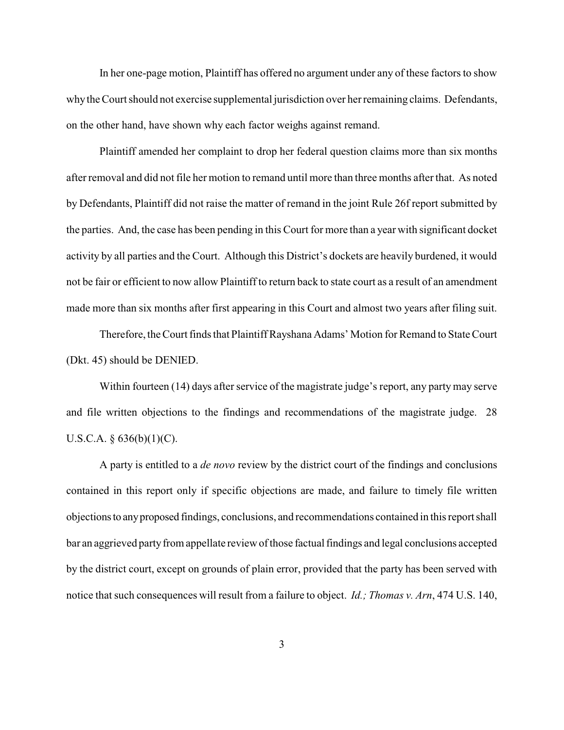In her one-page motion, Plaintiff has offered no argument under any of these factors to show why the Court should not exercise supplemental jurisdiction over her remaining claims. Defendants, on the other hand, have shown why each factor weighs against remand.

Plaintiff amended her complaint to drop her federal question claims more than six months after removal and did not file her motion to remand until more than three months after that. As noted by Defendants, Plaintiff did not raise the matter of remand in the joint Rule 26f report submitted by the parties. And, the case has been pending in this Court for more than a year with significant docket activity by all parties and the Court. Although this District's dockets are heavily burdened, it would not be fair or efficient to now allow Plaintiff to return back to state court as a result of an amendment made more than six months after first appearing in this Court and almost two years after filing suit.

Therefore, the Court finds that Plaintiff Rayshana Adams' Motion for Remand to State Court (Dkt. 45) should be DENIED.

Within fourteen (14) days after service of the magistrate judge's report, any party may serve and file written objections to the findings and recommendations of the magistrate judge. 28 U.S.C.A. § 636(b)(1)(C).

A party is entitled to a *de novo* review by the district court of the findings and conclusions contained in this report only if specific objections are made, and failure to timely file written objections to any proposed findings, conclusions, and recommendations contained in this report shall bar an aggrieved party from appellate review of those factual findings and legal conclusions accepted by the district court, except on grounds of plain error, provided that the party has been served with notice that such consequences will result from a failure to object. *Id.; Thomas v. Arn*, 474 U.S. 140,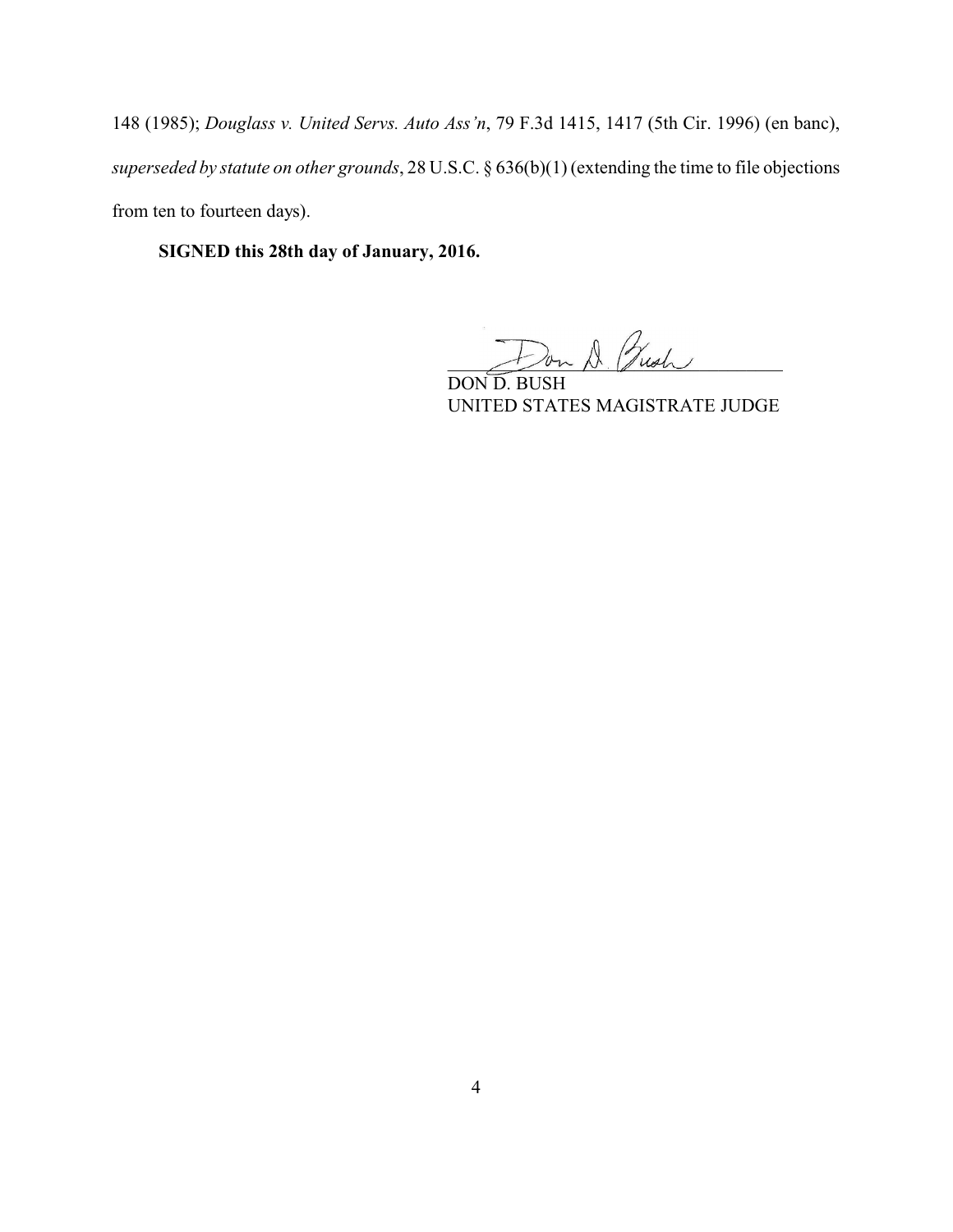148 (1985); *Douglass v. United Servs. Auto Ass'n*, 79 F.3d 1415, 1417 (5th Cir. 1996) (en banc), *superseded by statute on other grounds*, 28 U.S.C. § 636(b)(1) (extending the time to file objections from ten to fourteen days).

**SIGNED this 28th day of January, 2016.**

DON D. BUSH
UNITED STATES MAGISTRATE JUDGE